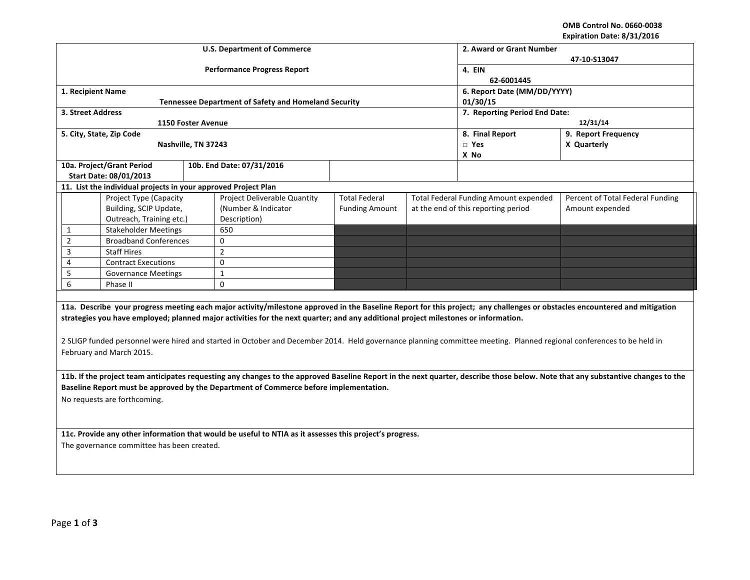OMB Control No. 0660-0038
Expiration Date: 8/31/2016

| U.S. Department of Commerce<br>Performance Progress Report | | 2. Award or Grant Number<br>47-10-S13047 | |
|---|---|---|---|
| | | 4. EIN<br>62-6001445 | |
| 1. Recipient Name<br>Tennessee Department of Safety and Homeland Security | | 6. Report Date (MM/DD/YYYY)<br>01/30/15 | |
| 3. Street Address<br>1150 Foster Avenue | | 7. Reporting Period End Date:<br>12/31/14 | |
| 5. City, State, Zip Code<br>Nashville, TN 37243 | | 8. Final Report<br>□ Yes<br>X No | 9. Report Frequency<br>X Quarterly |
| 10a. Project/Grant Period Start Date: 08/01/2013 | 10b. End Date: 07/31/2016 | | |

**11. List the individual projects in your approved Project Plan**

| | Project Type (Capacity Building, SCIP Update, Outreach, Training etc.) | Project Deliverable Quantity (Number & Indicator Description) | Total Federal Funding Amount | Total Federal Funding Amount expended at the end of this reporting period | Percent of Total Federal Funding Amount expended |
|---|---|---|---|---|---|
| 1 | Stakeholder Meetings | 650 | | | |
| 2 | Broadband Conferences | 0 | | | |
| 3 | Staff Hires | 2 | | | |
| 4 | Contract Executions | 0 | | | |
| 5 | Governance Meetings | 1 | | | |
| 6 | Phase II | 0 | | | |

**11a. Describe your progress meeting each major activity/milestone approved in the Baseline Report for this project; any challenges or obstacles encountered and mitigation strategies you have employed; planned major activities for the next quarter; and any additional project milestones or information.**

2 SLIGP funded personnel were hired and started in October and December 2014. Held governance planning committee meeting. Planned regional conferences to be held in February and March 2015.

**11b. If the project team anticipates requesting any changes to the approved Baseline Report in the next quarter, describe those below. Note that any substantive changes to the Baseline Report must be approved by the Department of Commerce before implementation.**

No requests are forthcoming.

**11c. Provide any other information that would be useful to NTIA as it assesses this project's progress.**

The governance committee has been created.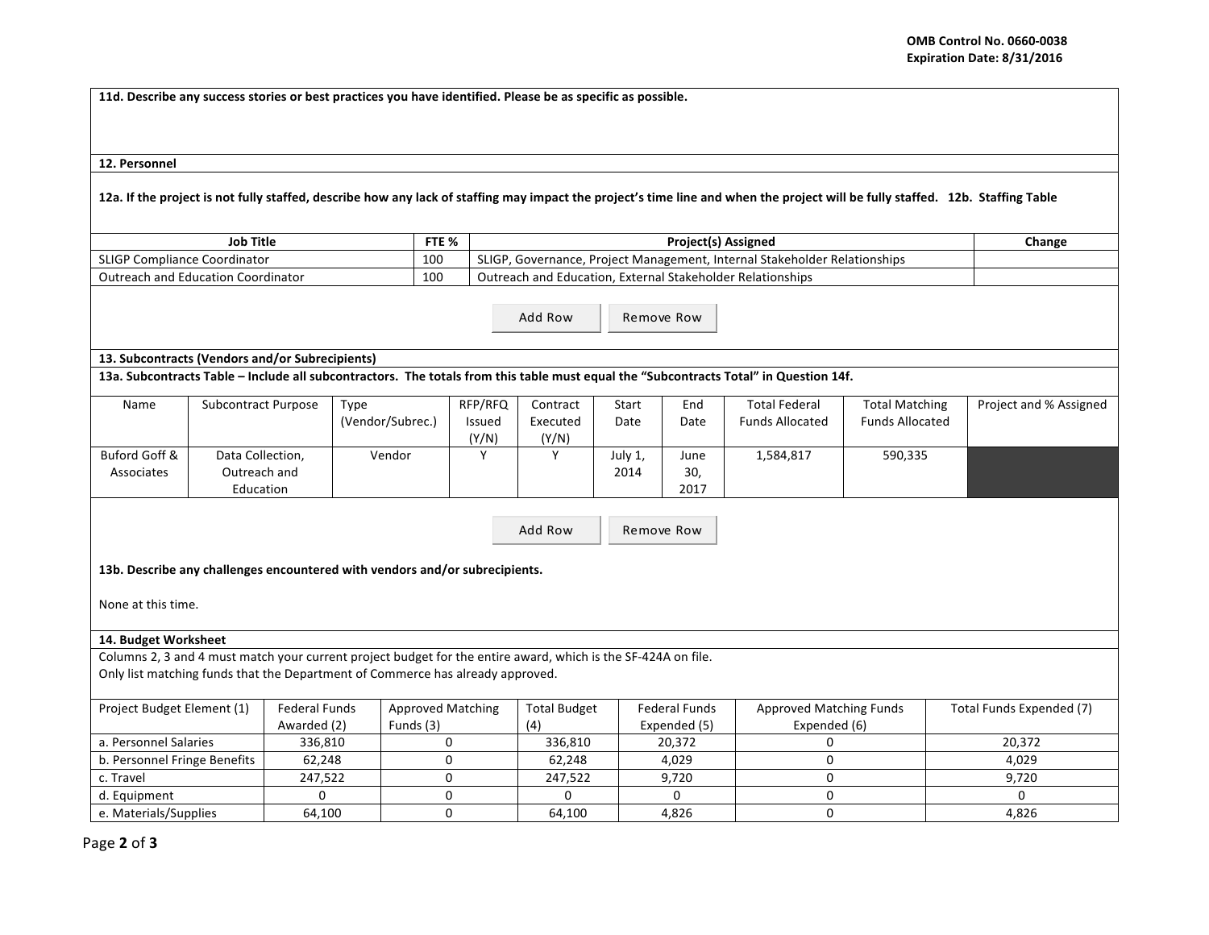**11d. Describe any success stories or best practices you have identified. Please be as specific as possible.**

**12. Personnel**

**12a. If the project is not fully staffed, describe how any lack of staffing may impact the project's time line and when the project will be fully staffed. 12b. Staffing Table**

| Job Title | FTE % | Project(s) Assigned | Change |
|---|---|---|---|
| SLIGP Compliance Coordinator | 100 | SLIGP, Governance, Project Management, Internal Stakeholder Relationships | |
| Outreach and Education Coordinator | 100 | Outreach and Education, External Stakeholder Relationships | |

**13. Subcontracts (Vendors and/or Subrecipients)**

**13a. Subcontracts Table – Include all subcontractors. The totals from this table must equal the "Subcontracts Total" in Question 14f.**

| Name | Subcontract Purpose | Type (Vendor/Subrec.) | RFP/RFQ Issued (Y/N) | Contract Executed (Y/N) | Start Date | End Date | Total Federal Funds Allocated | Total Matching Funds Allocated | Project and % Assigned |
|---|---|---|---|---|---|---|---|---|---|
| Buford Goff & Associates | Data Collection, Outreach and Education | Vendor | Y | Y | July 1, 2014 | June 30, 2017 | 1,584,817 | 590,335 | |

**13b. Describe any challenges encountered with vendors and/or subrecipients.**

None at this time.

**14. Budget Worksheet**

Columns 2, 3 and 4 must match your current project budget for the entire award, which is the SF-424A on file.
Only list matching funds that the Department of Commerce has already approved.

| Project Budget Element (1) | Federal Funds Awarded (2) | Approved Matching Funds (3) | Total Budget (4) | Federal Funds Expended (5) | Approved Matching Funds Expended (6) | Total Funds Expended (7) |
|---|---|---|---|---|---|---|
| a. Personnel Salaries | 336,810 | 0 | 336,810 | 20,372 | 0 | 20,372 |
| b. Personnel Fringe Benefits | 62,248 | 0 | 62,248 | 4,029 | 0 | 4,029 |
| c. Travel | 247,522 | 0 | 247,522 | 9,720 | 0 | 9,720 |
| d. Equipment | 0 | 0 | 0 | 0 | 0 | 0 |
| e. Materials/Supplies | 64,100 | 0 | 64,100 | 4,826 | 0 | 4,826 |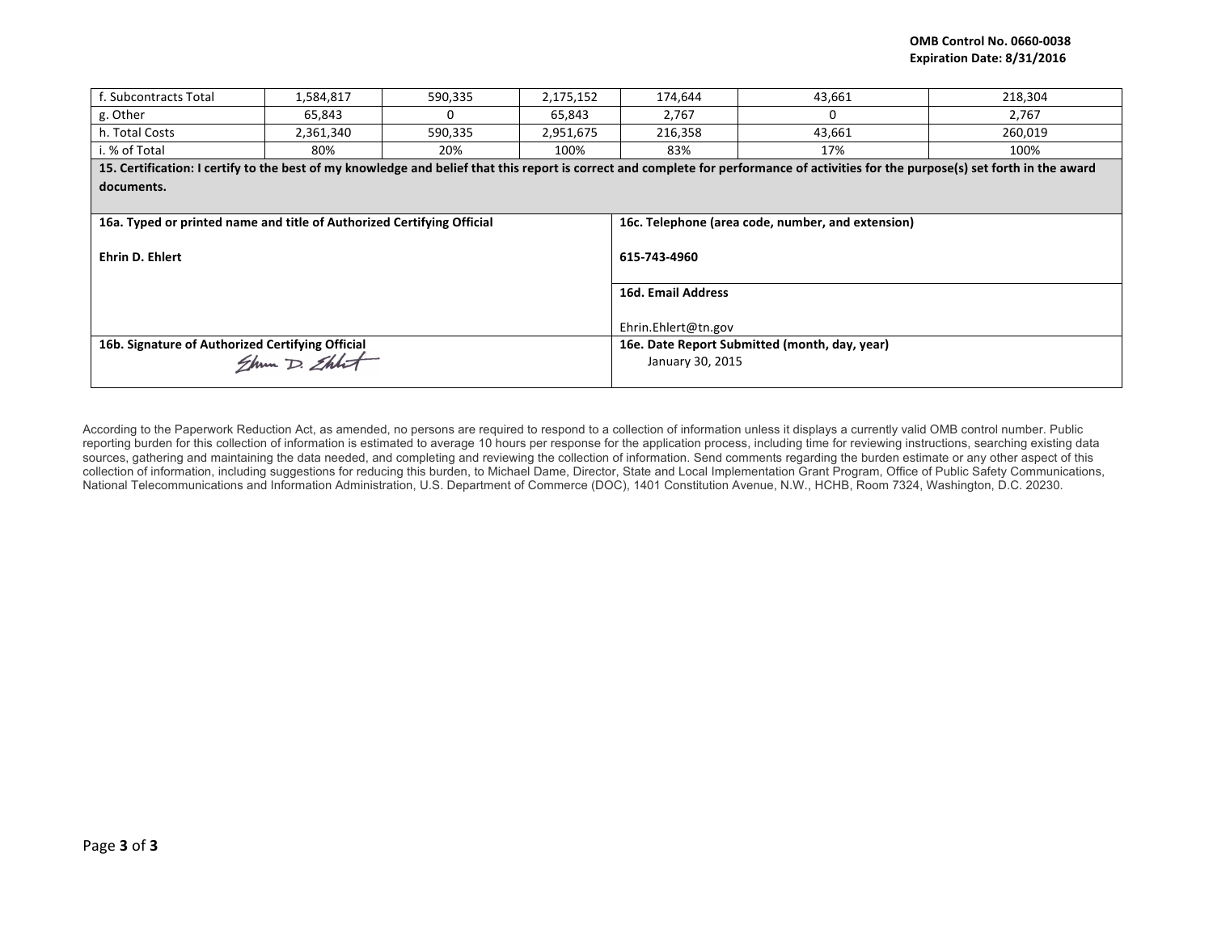OMB Control No. 0660-0038
Expiration Date: 8/31/2016

| | | | | | | |
|---|---|---|---|---|---|---|
| f. Subcontracts Total | 1,584,817 | 590,335 | 2,175,152 | 174,644 | 43,661 | 218,304 |
| g. Other | 65,843 | 0 | 65,843 | 2,767 | 0 | 2,767 |
| h. Total Costs | 2,361,340 | 590,335 | 2,951,675 | 216,358 | 43,661 | 260,019 |
| i. % of Total | 80% | 20% | 100% | 83% | 17% | 100% |

**15. Certification: I certify to the best of my knowledge and belief that this report is correct and complete for performance of activities for the purpose(s) set forth in the award documents.**

| | |
|---|---|
| **16a. Typed or printed name and title of Authorized Certifying Official**<br><br>**Ehrin D. Ehlert** | **16c. Telephone (area code, number, and extension)**<br><br>**615-743-4960** |
| | **16d. Email Address**<br><br>Ehrin.Ehlert@tn.gov |
| **16b. Signature of Authorized Certifying Official**<br>Ehrin D. Ehlert | **16e. Date Report Submitted (month, day, year)**<br>January 30, 2015 |

According to the Paperwork Reduction Act, as amended, no persons are required to respond to a collection of information unless it displays a currently valid OMB control number. Public reporting burden for this collection of information is estimated to average 10 hours per response for the application process, including time for reviewing instructions, searching existing data sources, gathering and maintaining the data needed, and completing and reviewing the collection of information. Send comments regarding the burden estimate or any other aspect of this collection of information, including suggestions for reducing this burden, to Michael Dame, Director, State and Local Implementation Grant Program, Office of Public Safety Communications, National Telecommunications and Information Administration, U.S. Department of Commerce (DOC), 1401 Constitution Avenue, N.W., HCHB, Room 7324, Washington, D.C. 20230.